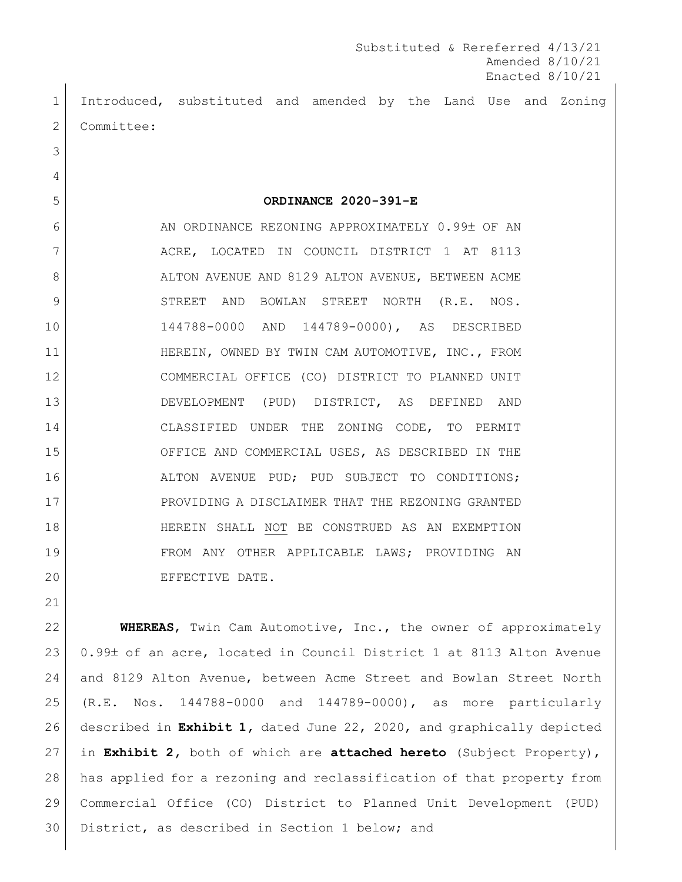Substituted & Rereferred 4/13/21
Amended 8/10/21
Enacted 8/10/21

Introduced, substituted and amended by the Land Use and Zoning Committee:

**ORDINANCE 2020-391-E**

AN ORDINANCE REZONING APPROXIMATELY 0.99± OF AN ACRE, LOCATED IN COUNCIL DISTRICT 1 AT 8113 ALTON AVENUE AND 8129 ALTON AVENUE, BETWEEN ACME STREET AND BOWLAN STREET NORTH (R.E. NOS. 144788-0000 AND 144789-0000), AS DESCRIBED HEREIN, OWNED BY TWIN CAM AUTOMOTIVE, INC., FROM COMMERCIAL OFFICE (CO) DISTRICT TO PLANNED UNIT DEVELOPMENT (PUD) DISTRICT, AS DEFINED AND CLASSIFIED UNDER THE ZONING CODE, TO PERMIT OFFICE AND COMMERCIAL USES, AS DESCRIBED IN THE ALTON AVENUE PUD; PUD SUBJECT TO CONDITIONS; PROVIDING A DISCLAIMER THAT THE REZONING GRANTED HEREIN SHALL NOT BE CONSTRUED AS AN EXEMPTION FROM ANY OTHER APPLICABLE LAWS; PROVIDING AN EFFECTIVE DATE.

**WHEREAS**, Twin Cam Automotive, Inc., the owner of approximately 0.99± of an acre, located in Council District 1 at 8113 Alton Avenue and 8129 Alton Avenue, between Acme Street and Bowlan Street North (R.E. Nos. 144788-0000 and 144789-0000), as more particularly described in **Exhibit 1**, dated June 22, 2020, and graphically depicted in **Exhibit 2**, both of which are **attached hereto** (Subject Property), has applied for a rezoning and reclassification of that property from Commercial Office (CO) District to Planned Unit Development (PUD) District, as described in Section 1 below; and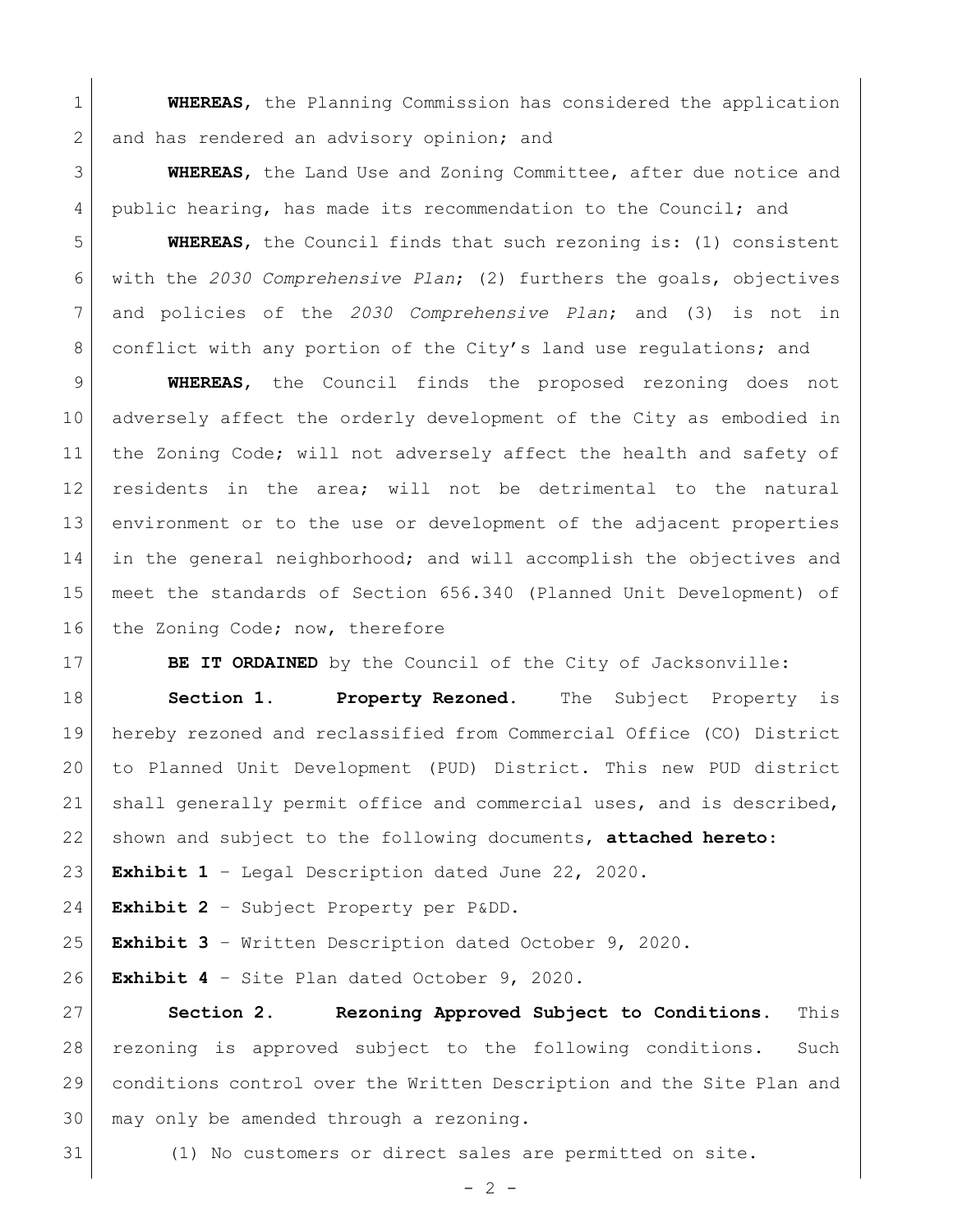**WHEREAS**, the Planning Commission has considered the application and has rendered an advisory opinion; and

**WHEREAS**, the Land Use and Zoning Committee, after due notice and public hearing, has made its recommendation to the Council; and

**WHEREAS**, the Council finds that such rezoning is: (1) consistent with the *2030 Comprehensive Plan*; (2) furthers the goals, objectives and policies of the *2030 Comprehensive Plan*; and (3) is not in conflict with any portion of the City's land use regulations; and

**WHEREAS**, the Council finds the proposed rezoning does not adversely affect the orderly development of the City as embodied in the Zoning Code; will not adversely affect the health and safety of residents in the area; will not be detrimental to the natural environment or to the use or development of the adjacent properties in the general neighborhood; and will accomplish the objectives and meet the standards of Section 656.340 (Planned Unit Development) of the Zoning Code; now, therefore

**BE IT ORDAINED** by the Council of the City of Jacksonville:

**Section 1. Property Rezoned.** The Subject Property is hereby rezoned and reclassified from Commercial Office (CO) District to Planned Unit Development (PUD) District. This new PUD district shall generally permit office and commercial uses, and is described, shown and subject to the following documents, **attached hereto**:

**Exhibit 1** – Legal Description dated June 22, 2020.

**Exhibit 2** – Subject Property per P&DD.

**Exhibit 3** – Written Description dated October 9, 2020.

**Exhibit 4** – Site Plan dated October 9, 2020.

**Section 2. Rezoning Approved Subject to Conditions.** This rezoning is approved subject to the following conditions. Such conditions control over the Written Description and the Site Plan and may only be amended through a rezoning.

(1) No customers or direct sales are permitted on site.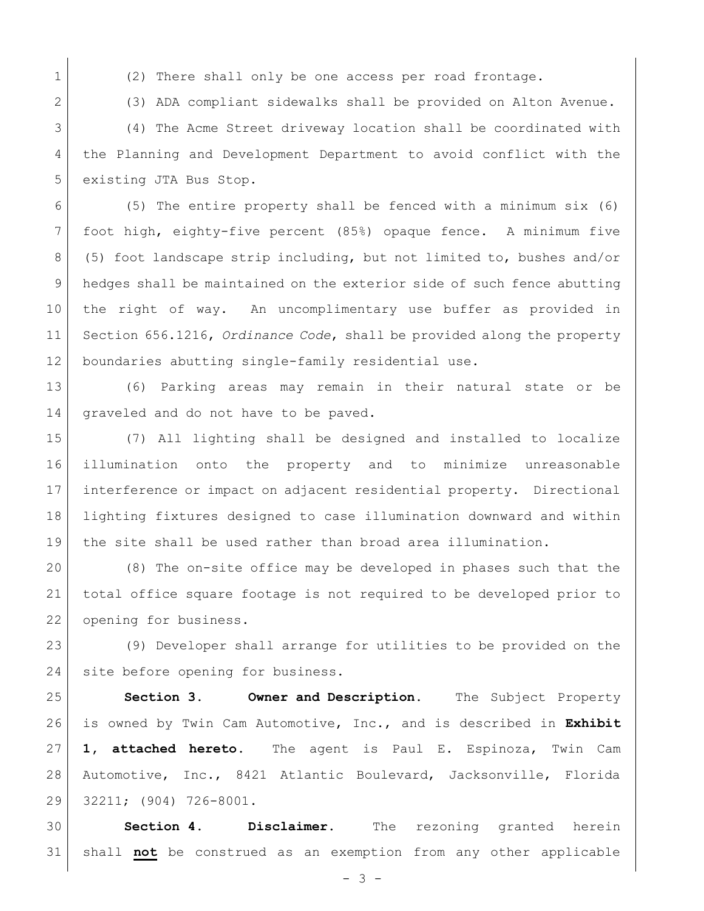(2) There shall only be one access per road frontage.

(3) ADA compliant sidewalks shall be provided on Alton Avenue.

(4) The Acme Street driveway location shall be coordinated with the Planning and Development Department to avoid conflict with the existing JTA Bus Stop.

(5) The entire property shall be fenced with a minimum six (6) foot high, eighty-five percent (85%) opaque fence. A minimum five (5) foot landscape strip including, but not limited to, bushes and/or hedges shall be maintained on the exterior side of such fence abutting the right of way. An uncomplimentary use buffer as provided in Section 656.1216, *Ordinance Code*, shall be provided along the property boundaries abutting single-family residential use.

(6) Parking areas may remain in their natural state or be graveled and do not have to be paved.

(7) All lighting shall be designed and installed to localize illumination onto the property and to minimize unreasonable interference or impact on adjacent residential property. Directional lighting fixtures designed to case illumination downward and within the site shall be used rather than broad area illumination.

(8) The on-site office may be developed in phases such that the total office square footage is not required to be developed prior to opening for business.

(9) Developer shall arrange for utilities to be provided on the site before opening for business.

**Section 3. Owner and Description.** The Subject Property is owned by Twin Cam Automotive, Inc., and is described in **Exhibit 1, attached hereto.** The agent is Paul E. Espinoza, Twin Cam Automotive, Inc., 8421 Atlantic Boulevard, Jacksonville, Florida 32211; (904) 726-8001.

**Section 4. Disclaimer.** The rezoning granted herein shall **not** be construed as an exemption from any other applicable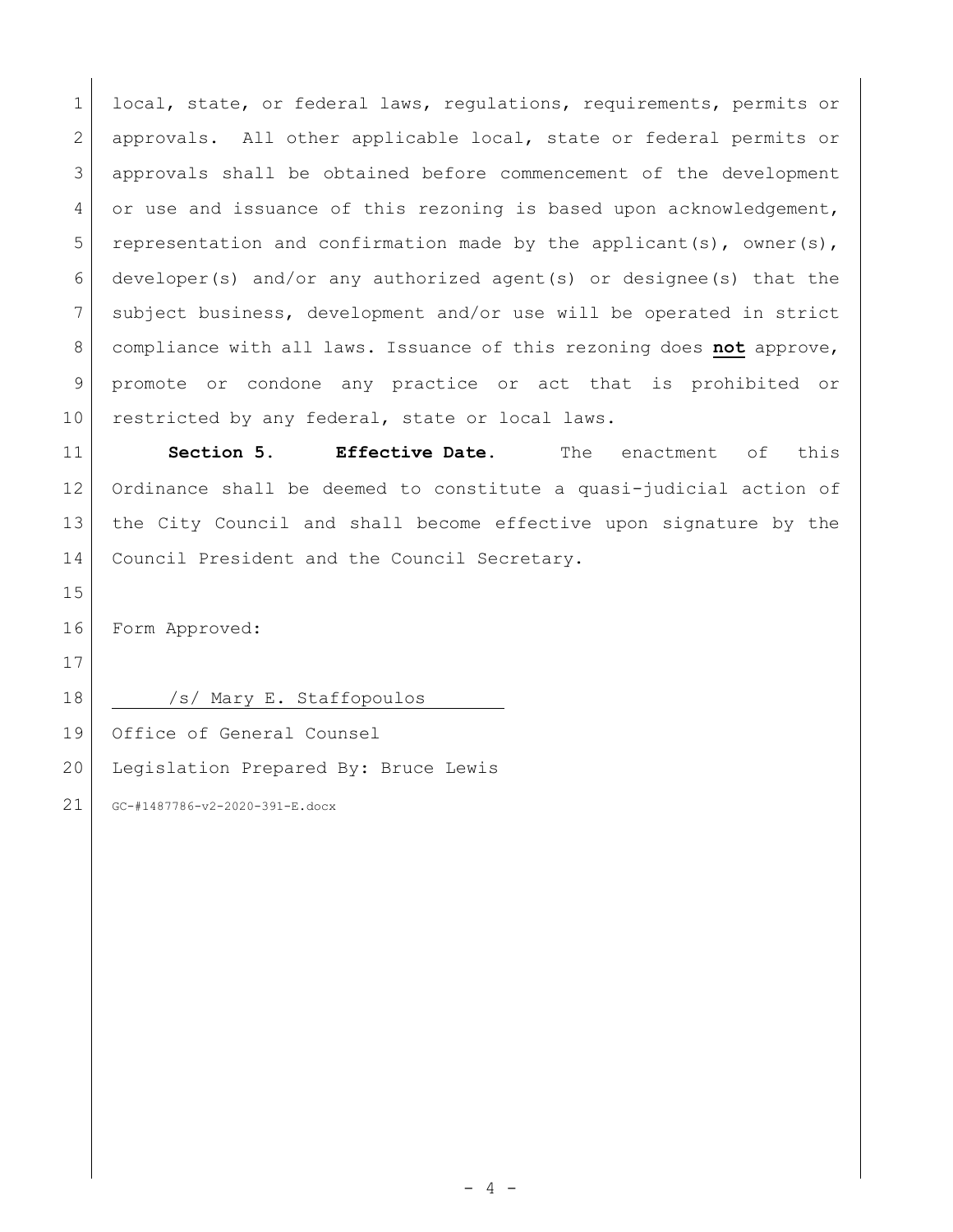local, state, or federal laws, regulations, requirements, permits or approvals. All other applicable local, state or federal permits or approvals shall be obtained before commencement of the development or use and issuance of this rezoning is based upon acknowledgement, representation and confirmation made by the applicant(s), owner(s), developer(s) and/or any authorized agent(s) or designee(s) that the subject business, development and/or use will be operated in strict compliance with all laws. Issuance of this rezoning does **not** approve, promote or condone any practice or act that is prohibited or restricted by any federal, state or local laws.

**Section 5. Effective Date.** The enactment of this Ordinance shall be deemed to constitute a quasi-judicial action of the City Council and shall become effective upon signature by the Council President and the Council Secretary.

Form Approved:

/s/ Mary E. Staffopoulos

Office of General Counsel

Legislation Prepared By: Bruce Lewis

GC-#1487786-v2-2020-391-E.docx